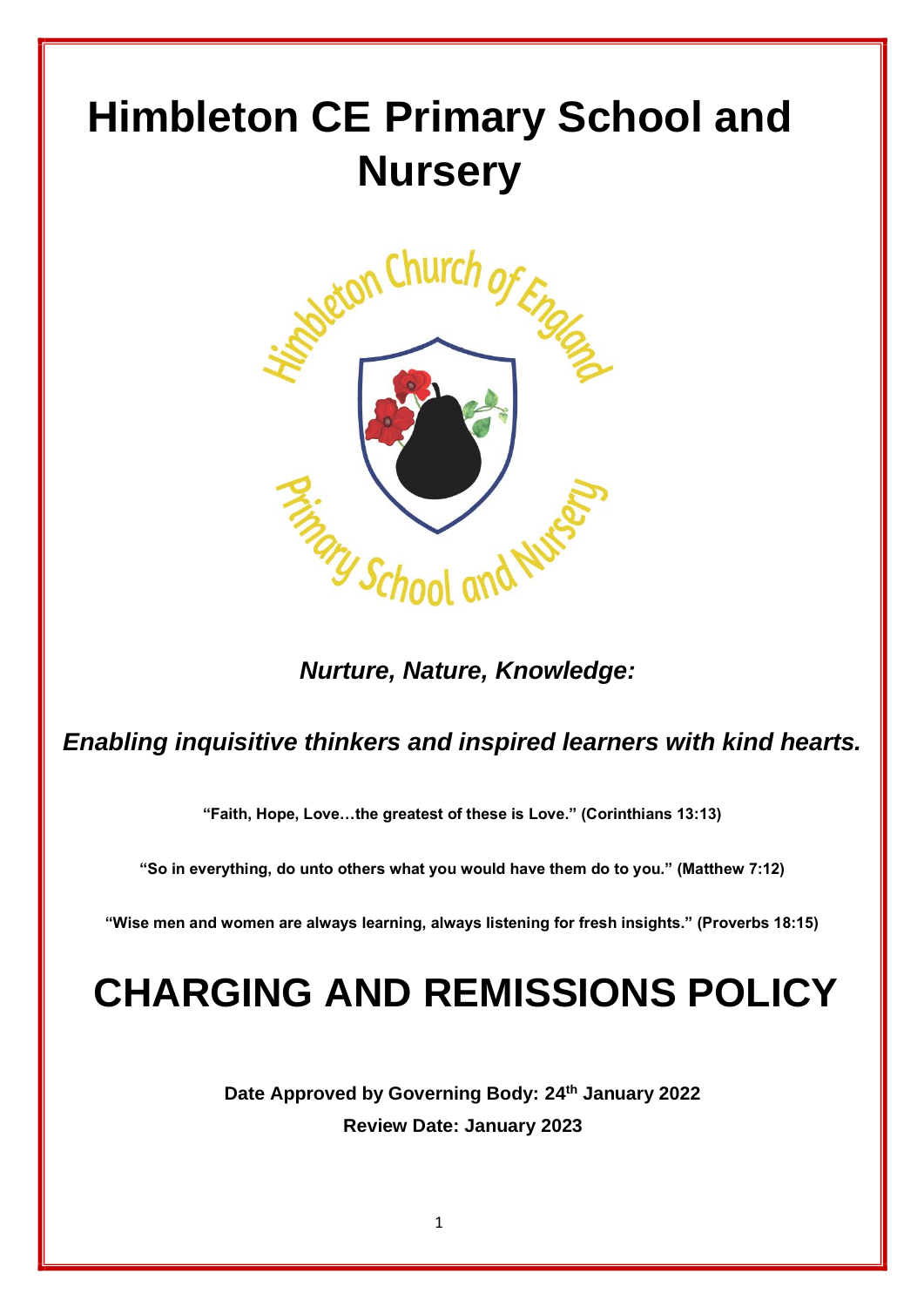# Himbleton CE Primary School and Nursery

***Nurture, Nature, Knowledge:***

***Enabling inquisitive thinkers and inspired learners with kind hearts.***

**"Faith, Hope, Love…the greatest of these is Love." (Corinthians 13:13)**

**"So in everything, do unto others what you would have them do to you." (Matthew 7:12)**

**"Wise men and women are always learning, always listening for fresh insights." (Proverbs 18:15)**

# CHARGING AND REMISSIONS POLICY

**Date Approved by Governing Body: 24th January 2022**

**Review Date: January 2023**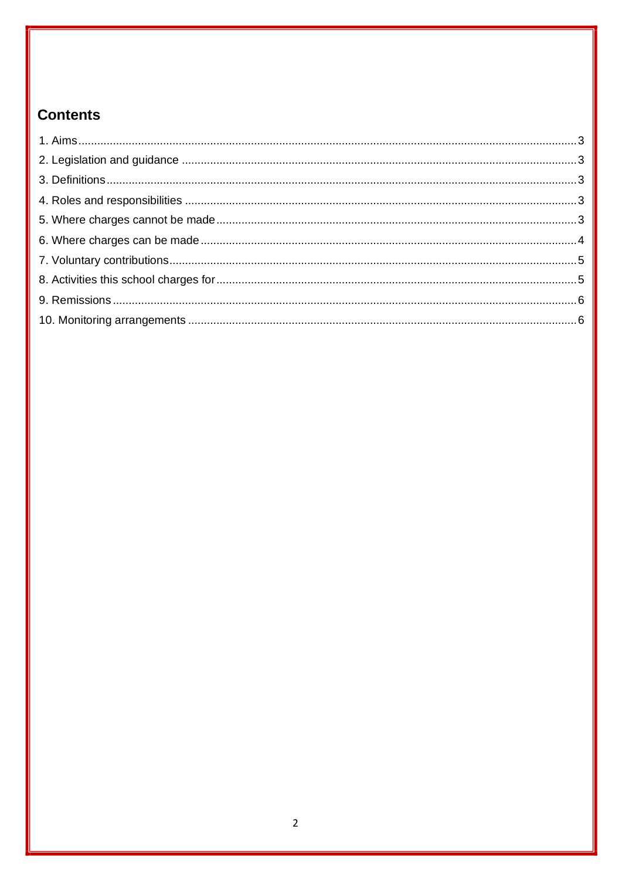## Contents

1. Aims ........................................................................................................................................ 3
2. Legislation and guidance ........................................................................................................ 3
3. Definitions .............................................................................................................................. 3
4. Roles and responsibilities ....................................................................................................... 3
5. Where charges cannot be made ............................................................................................. 3
6. Where charges can be made .................................................................................................. 4
7. Voluntary contributions ........................................................................................................... 5
8. Activities this school charges for ............................................................................................ 5
9. Remissions ............................................................................................................................. 6
10. Monitoring arrangements ...................................................................................................... 6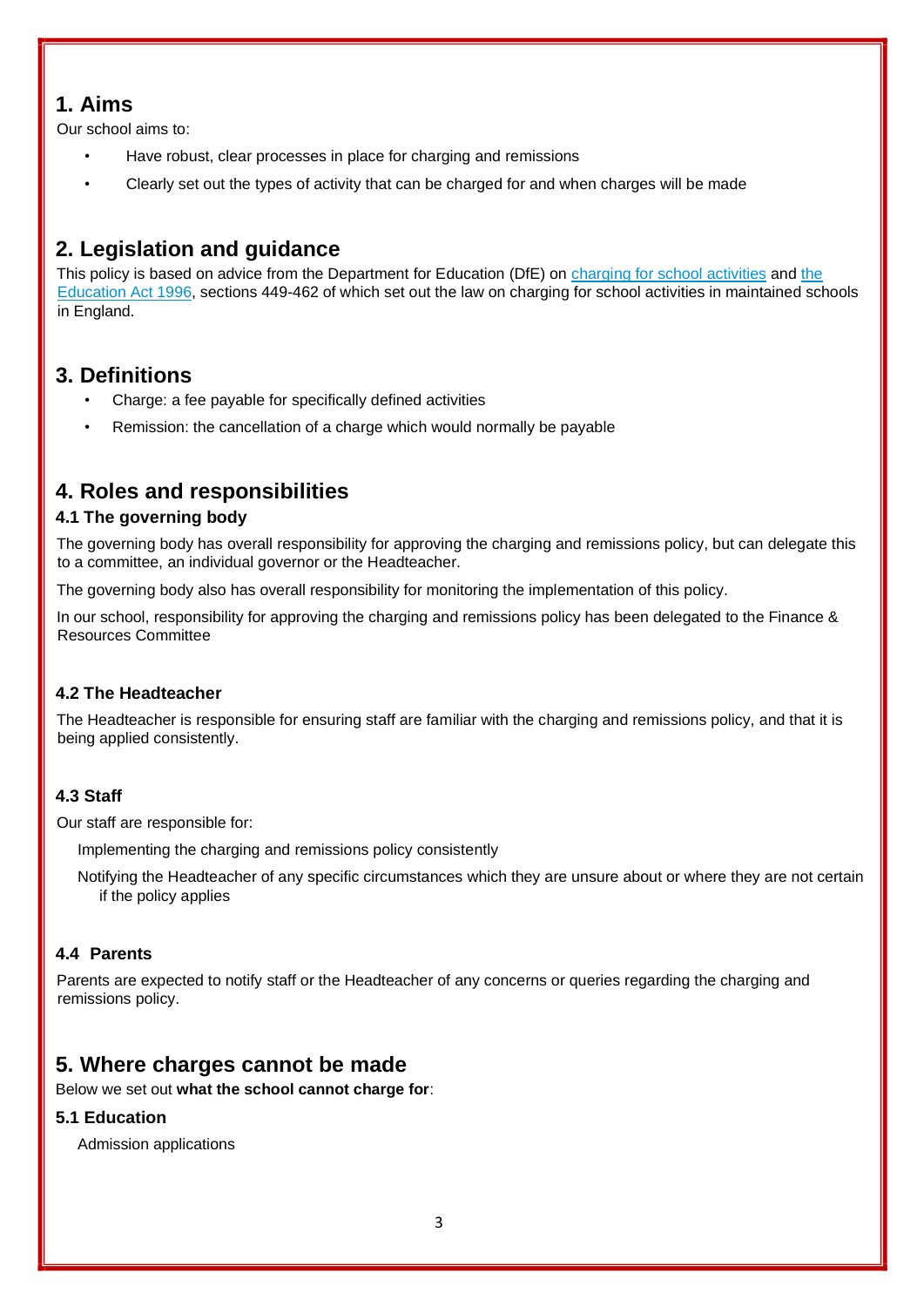## 1. Aims

Our school aims to:

- Have robust, clear processes in place for charging and remissions
- Clearly set out the types of activity that can be charged for and when charges will be made

## 2. Legislation and guidance

This policy is based on advice from the Department for Education (DfE) on [charging for school activities]() and [the Education Act 1996](), sections 449-462 of which set out the law on charging for school activities in maintained schools in England.

## 3. Definitions

- Charge: a fee payable for specifically defined activities
- Remission: the cancellation of a charge which would normally be payable

## 4. Roles and responsibilities

### 4.1 The governing body

The governing body has overall responsibility for approving the charging and remissions policy, but can delegate this to a committee, an individual governor or the Headteacher.

The governing body also has overall responsibility for monitoring the implementation of this policy.

In our school, responsibility for approving the charging and remissions policy has been delegated to the Finance & Resources Committee

### 4.2 The Headteacher

The Headteacher is responsible for ensuring staff are familiar with the charging and remissions policy, and that it is being applied consistently.

### 4.3 Staff

Our staff are responsible for:

- Implementing the charging and remissions policy consistently
- Notifying the Headteacher of any specific circumstances which they are unsure about or where they are not certain if the policy applies

### 4.4 Parents

Parents are expected to notify staff or the Headteacher of any concerns or queries regarding the charging and remissions policy.

## 5. Where charges cannot be made

Below we set out **what the school cannot charge for**:

### 5.1 Education

- Admission applications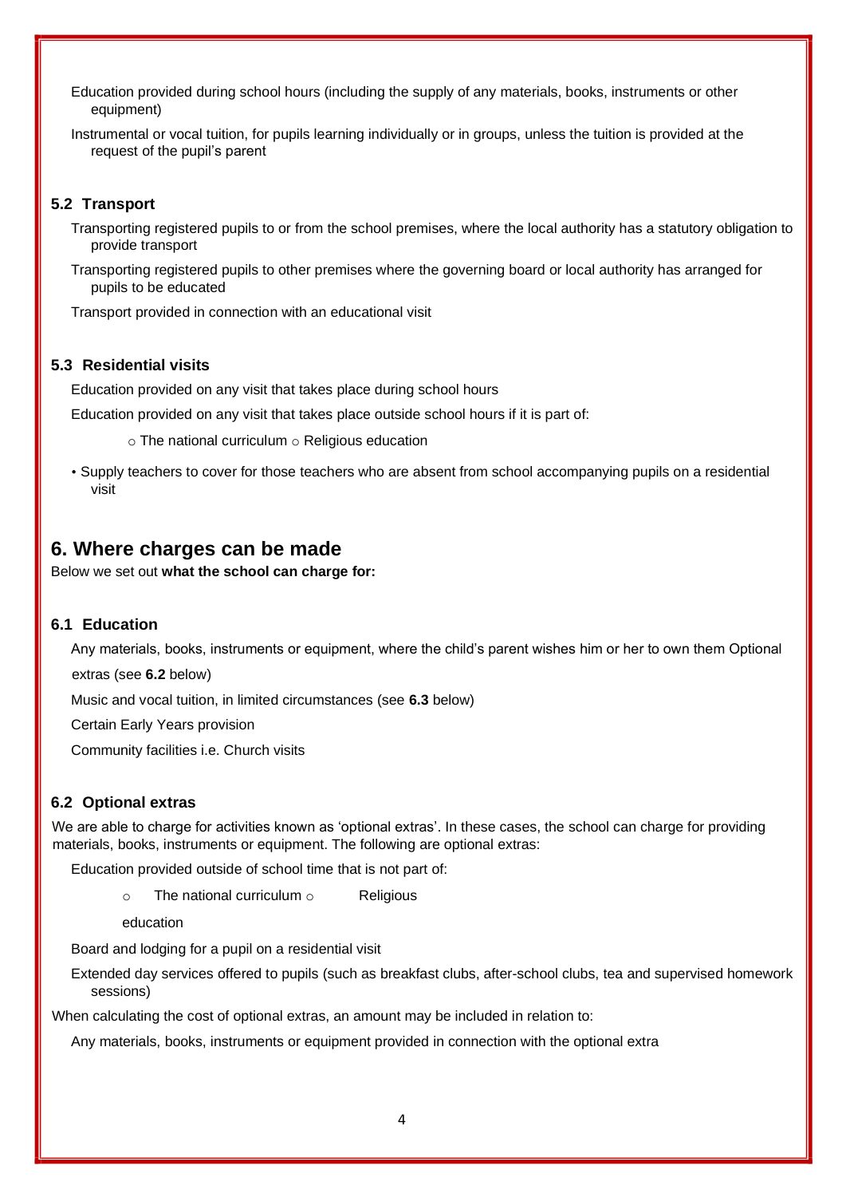- Education provided during school hours (including the supply of any materials, books, instruments or other equipment)
- Instrumental or vocal tuition, for pupils learning individually or in groups, unless the tuition is provided at the request of the pupil's parent

### 5.2 Transport

- Transporting registered pupils to or from the school premises, where the local authority has a statutory obligation to provide transport
- Transporting registered pupils to other premises where the governing board or local authority has arranged for pupils to be educated
- Transport provided in connection with an educational visit

### 5.3 Residential visits

- Education provided on any visit that takes place during school hours
- Education provided on any visit that takes place outside school hours if it is part of:
  - The national curriculum
  - Religious education
- Supply teachers to cover for those teachers who are absent from school accompanying pupils on a residential visit

## 6. Where charges can be made

Below we set out **what the school can charge for:**

### 6.1 Education

- Any materials, books, instruments or equipment, where the child's parent wishes him or her to own them
- Optional extras (see **6.2** below)
- Music and vocal tuition, in limited circumstances (see **6.3** below)
- Certain Early Years provision
- Community facilities i.e. Church visits

### 6.2 Optional extras

We are able to charge for activities known as 'optional extras'. In these cases, the school can charge for providing materials, books, instruments or equipment. The following are optional extras:

- Education provided outside of school time that is not part of:
  - The national curriculum
  - Religious education
- Board and lodging for a pupil on a residential visit
- Extended day services offered to pupils (such as breakfast clubs, after-school clubs, tea and supervised homework sessions)

When calculating the cost of optional extras, an amount may be included in relation to:

- Any materials, books, instruments or equipment provided in connection with the optional extra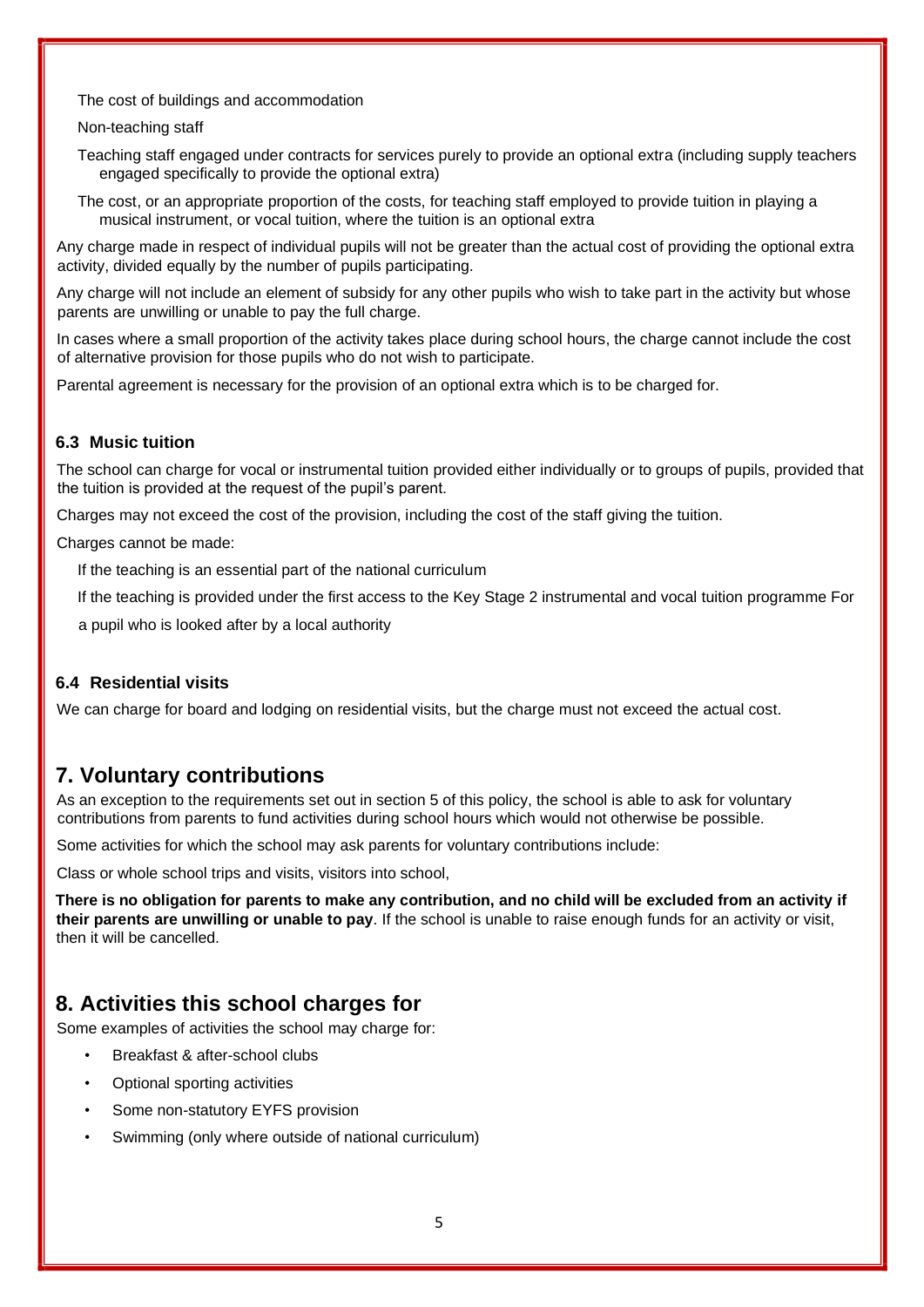The cost of buildings and accommodation

Non-teaching staff

Teaching staff engaged under contracts for services purely to provide an optional extra (including supply teachers engaged specifically to provide the optional extra)

The cost, or an appropriate proportion of the costs, for teaching staff employed to provide tuition in playing a musical instrument, or vocal tuition, where the tuition is an optional extra

Any charge made in respect of individual pupils will not be greater than the actual cost of providing the optional extra activity, divided equally by the number of pupils participating.

Any charge will not include an element of subsidy for any other pupils who wish to take part in the activity but whose parents are unwilling or unable to pay the full charge.

In cases where a small proportion of the activity takes place during school hours, the charge cannot include the cost of alternative provision for those pupils who do not wish to participate.

Parental agreement is necessary for the provision of an optional extra which is to be charged for.

### 6.3 Music tuition

The school can charge for vocal or instrumental tuition provided either individually or to groups of pupils, provided that the tuition is provided at the request of the pupil's parent.

Charges may not exceed the cost of the provision, including the cost of the staff giving the tuition.

Charges cannot be made:

If the teaching is an essential part of the national curriculum

If the teaching is provided under the first access to the Key Stage 2 instrumental and vocal tuition programme For

a pupil who is looked after by a local authority

### 6.4 Residential visits

We can charge for board and lodging on residential visits, but the charge must not exceed the actual cost.

## 7. Voluntary contributions

As an exception to the requirements set out in section 5 of this policy, the school is able to ask for voluntary contributions from parents to fund activities during school hours which would not otherwise be possible.

Some activities for which the school may ask parents for voluntary contributions include:

Class or whole school trips and visits, visitors into school,

**There is no obligation for parents to make any contribution, and no child will be excluded from an activity if their parents are unwilling or unable to pay**. If the school is unable to raise enough funds for an activity or visit, then it will be cancelled.

## 8. Activities this school charges for

Some examples of activities the school may charge for:

- Breakfast & after-school clubs
- Optional sporting activities
- Some non-statutory EYFS provision
- Swimming (only where outside of national curriculum)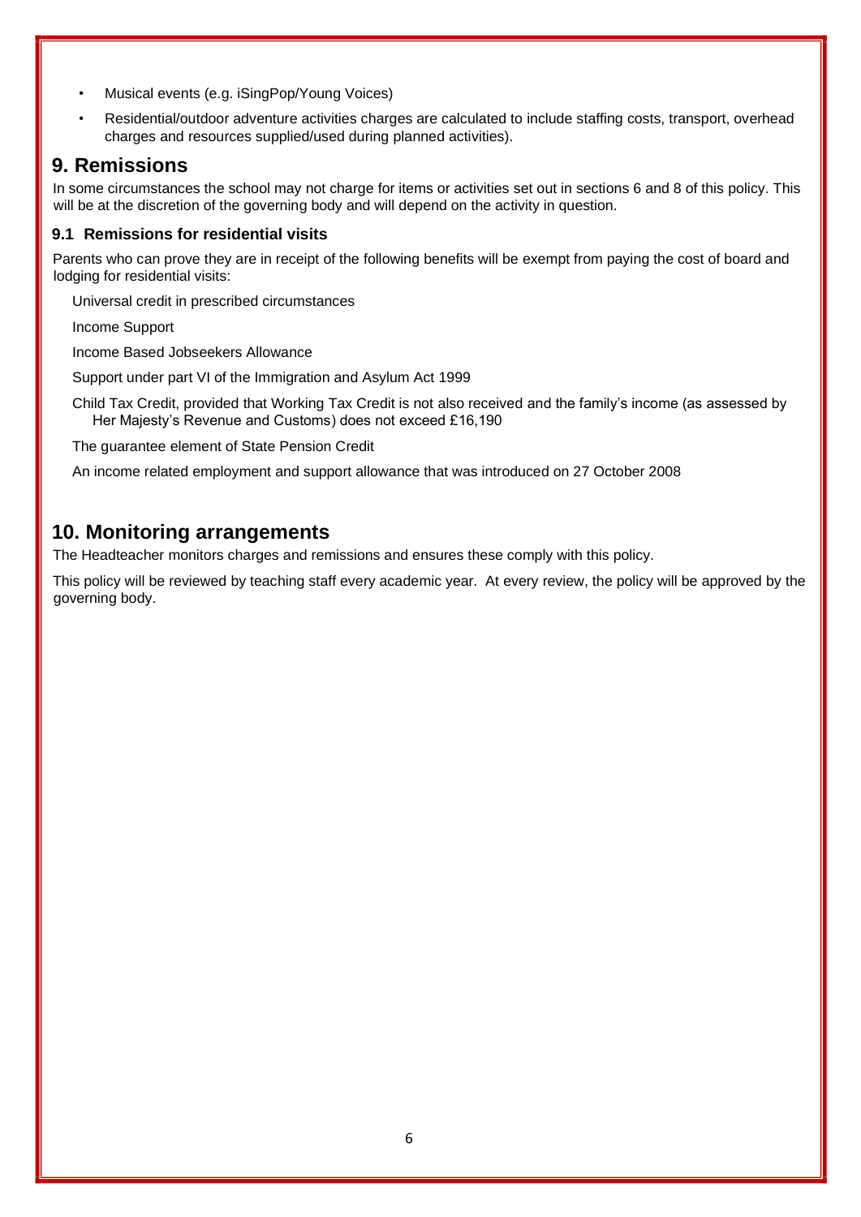- Musical events (e.g. iSingPop/Young Voices)
- Residential/outdoor adventure activities charges are calculated to include staffing costs, transport, overhead charges and resources supplied/used during planned activities).

## 9. Remissions

In some circumstances the school may not charge for items or activities set out in sections 6 and 8 of this policy. This will be at the discretion of the governing body and will depend on the activity in question.

### 9.1 Remissions for residential visits

Parents who can prove they are in receipt of the following benefits will be exempt from paying the cost of board and lodging for residential visits:

Universal credit in prescribed circumstances

Income Support

Income Based Jobseekers Allowance

Support under part VI of the Immigration and Asylum Act 1999

Child Tax Credit, provided that Working Tax Credit is not also received and the family's income (as assessed by Her Majesty's Revenue and Customs) does not exceed £16,190

The guarantee element of State Pension Credit

An income related employment and support allowance that was introduced on 27 October 2008

## 10. Monitoring arrangements

The Headteacher monitors charges and remissions and ensures these comply with this policy.

This policy will be reviewed by teaching staff every academic year. At every review, the policy will be approved by the governing body.